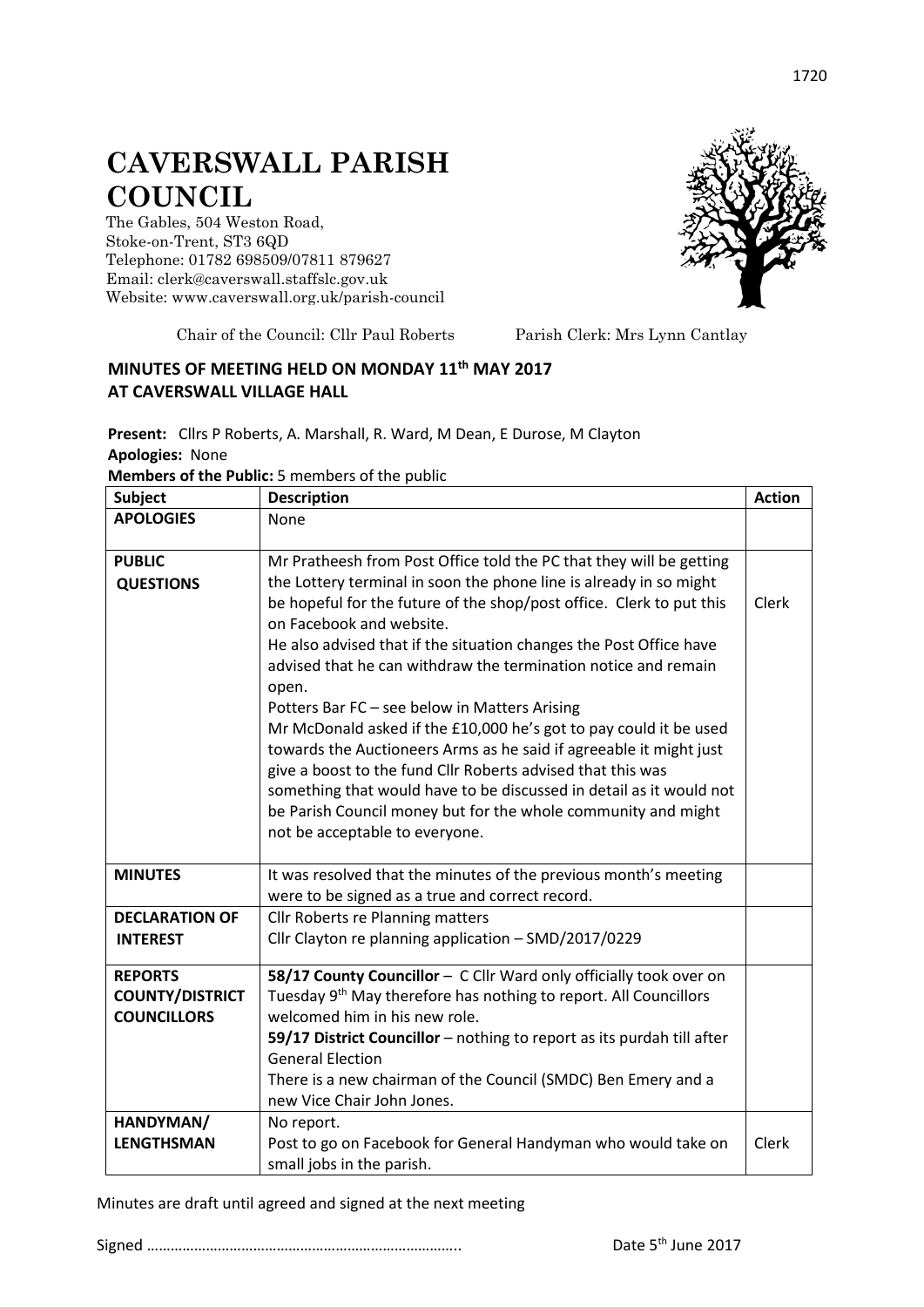# CAVERSWALL PARISH COUNCIL

The Gables, 504 Weston Road,
Stoke-on-Trent, ST3 6QD
Telephone: 01782 698509/07811 879627
Email: clerk@caverswall.staffslc.gov.uk
Website: www.caverswall.org.uk/parish-council

Chair of the Council: Cllr Paul Roberts     Parish Clerk: Mrs Lynn Cantlay

## MINUTES OF MEETING HELD ON MONDAY 11th MAY 2017 AT CAVERSWALL VILLAGE HALL

**Present:** Cllrs P Roberts, A. Marshall, R. Ward, M Dean, E Durose, M Clayton
**Apologies:** None
**Members of the Public:** 5 members of the public

| Subject | Description | Action |
|---|---|---|
| **APOLOGIES** | None | |
| **PUBLIC QUESTIONS** | Mr Pratheesh from Post Office told the PC that they will be getting the Lottery terminal in soon the phone line is already in so might be hopeful for the future of the shop/post office. Clerk to put this on Facebook and website.<br>He also advised that if the situation changes the Post Office have advised that he can withdraw the termination notice and remain open.<br>Potters Bar FC – see below in Matters Arising<br>Mr McDonald asked if the £10,000 he's got to pay could it be used towards the Auctioneers Arms as he said if agreeable it might just give a boost to the fund Cllr Roberts advised that this was something that would have to be discussed in detail as it would not be Parish Council money but for the whole community and might not be acceptable to everyone. | Clerk |
| **MINUTES** | It was resolved that the minutes of the previous month's meeting were to be signed as a true and correct record. | |
| **DECLARATION OF INTEREST** | Cllr Roberts re Planning matters<br>Cllr Clayton re planning application – SMD/2017/0229 | |
| **REPORTS COUNTY/DISTRICT COUNCILLORS** | **58/17 County Councillor** – C Cllr Ward only officially took over on Tuesday 9th May therefore has nothing to report. All Councillors welcomed him in his new role.<br>**59/17 District Councillor** – nothing to report as its purdah till after General Election<br>There is a new chairman of the Council (SMDC) Ben Emery and a new Vice Chair John Jones. | |
| **HANDYMAN/ LENGTHSMAN** | No report.<br>Post to go on Facebook for General Handyman who would take on small jobs in the parish. | Clerk |

Minutes are draft until agreed and signed at the next meeting

Signed …………………………………………………………………..     Date 5th June 2017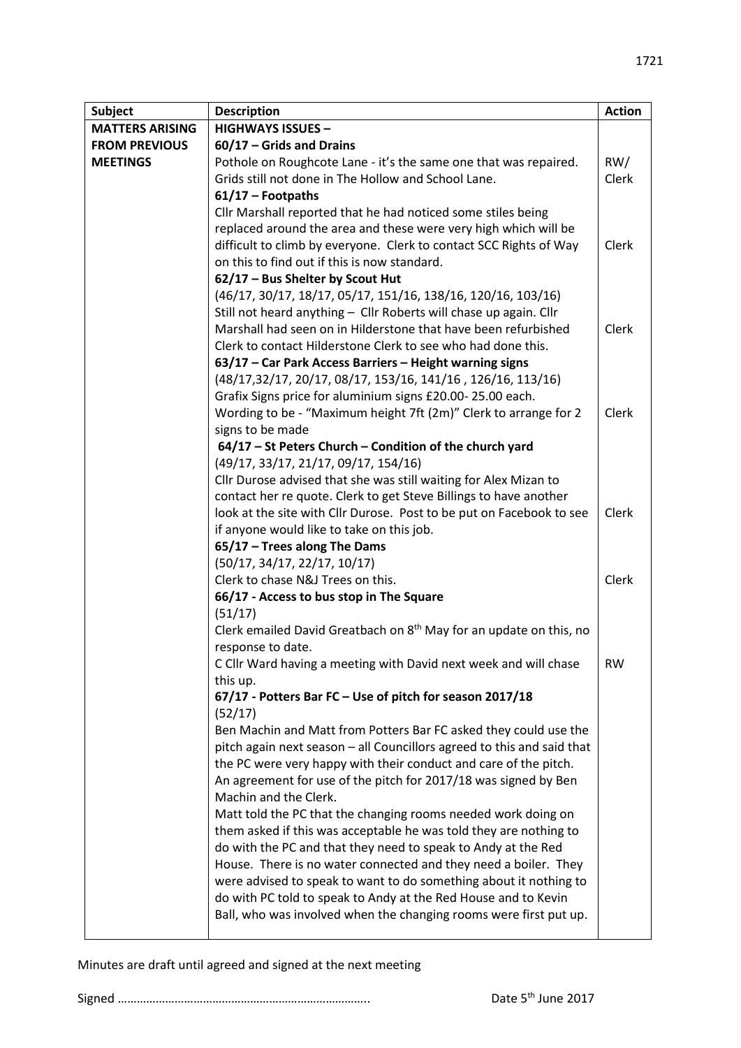| Subject | Description | Action |
|---|---|---|
| MATTERS ARISING FROM PREVIOUS MEETINGS | **HIGHWAYS ISSUES –** | |
| | **60/17 – Grids and Drains** | |
| | Pothole on Roughcote Lane - it's the same one that was repaired. Grids still not done in The Hollow and School Lane. | RW/ Clerk |
| | **61/17 – Footpaths** | |
| | Cllr Marshall reported that he had noticed some stiles being replaced around the area and these were very high which will be difficult to climb by everyone. Clerk to contact SCC Rights of Way on this to find out if this is now standard. | Clerk |
| | **62/17 – Bus Shelter by Scout Hut** | |
| | (46/17, 30/17, 18/17, 05/17, 151/16, 138/16, 120/16, 103/16) Still not heard anything – Cllr Roberts will chase up again. Cllr Marshall had seen on in Hilderstone that have been refurbished Clerk to contact Hilderstone Clerk to see who had done this. | Clerk |
| | **63/17 – Car Park Access Barriers – Height warning signs** | |
| | (48/17,32/17, 20/17, 08/17, 153/16, 141/16 , 126/16, 113/16) Grafix Signs price for aluminium signs £20.00- 25.00 each. Wording to be - "Maximum height 7ft (2m)" Clerk to arrange for 2 signs to be made | Clerk |
| | **64/17 – St Peters Church – Condition of the church yard** | |
| | (49/17, 33/17, 21/17, 09/17, 154/16) Cllr Durose advised that she was still waiting for Alex Mizan to contact her re quote. Clerk to get Steve Billings to have another look at the site with Cllr Durose. Post to be put on Facebook to see if anyone would like to take on this job. | Clerk |
| | **65/17 – Trees along The Dams** | |
| | (50/17, 34/17, 22/17, 10/17) Clerk to chase N&J Trees on this. | Clerk |
| | **66/17 - Access to bus stop in The Square** | |
| | (51/17) Clerk emailed David Greatbach on 8th May for an update on this, no response to date. C Cllr Ward having a meeting with David next week and will chase this up. | RW |
| | **67/17 - Potters Bar FC – Use of pitch for season 2017/18** | |
| | (52/17) Ben Machin and Matt from Potters Bar FC asked they could use the pitch again next season – all Councillors agreed to this and said that the PC were very happy with their conduct and care of the pitch. An agreement for use of the pitch for 2017/18 was signed by Ben Machin and the Clerk. Matt told the PC that the changing rooms needed work doing on them asked if this was acceptable he was told they are nothing to do with the PC and that they need to speak to Andy at the Red House. There is no water connected and they need a boiler. They were advised to speak to want to do something about it nothing to do with PC told to speak to Andy at the Red House and to Kevin Ball, who was involved when the changing rooms were first put up. | |

Minutes are draft until agreed and signed at the next meeting

Signed …………………………………………………………………..                                    Date 5th June 2017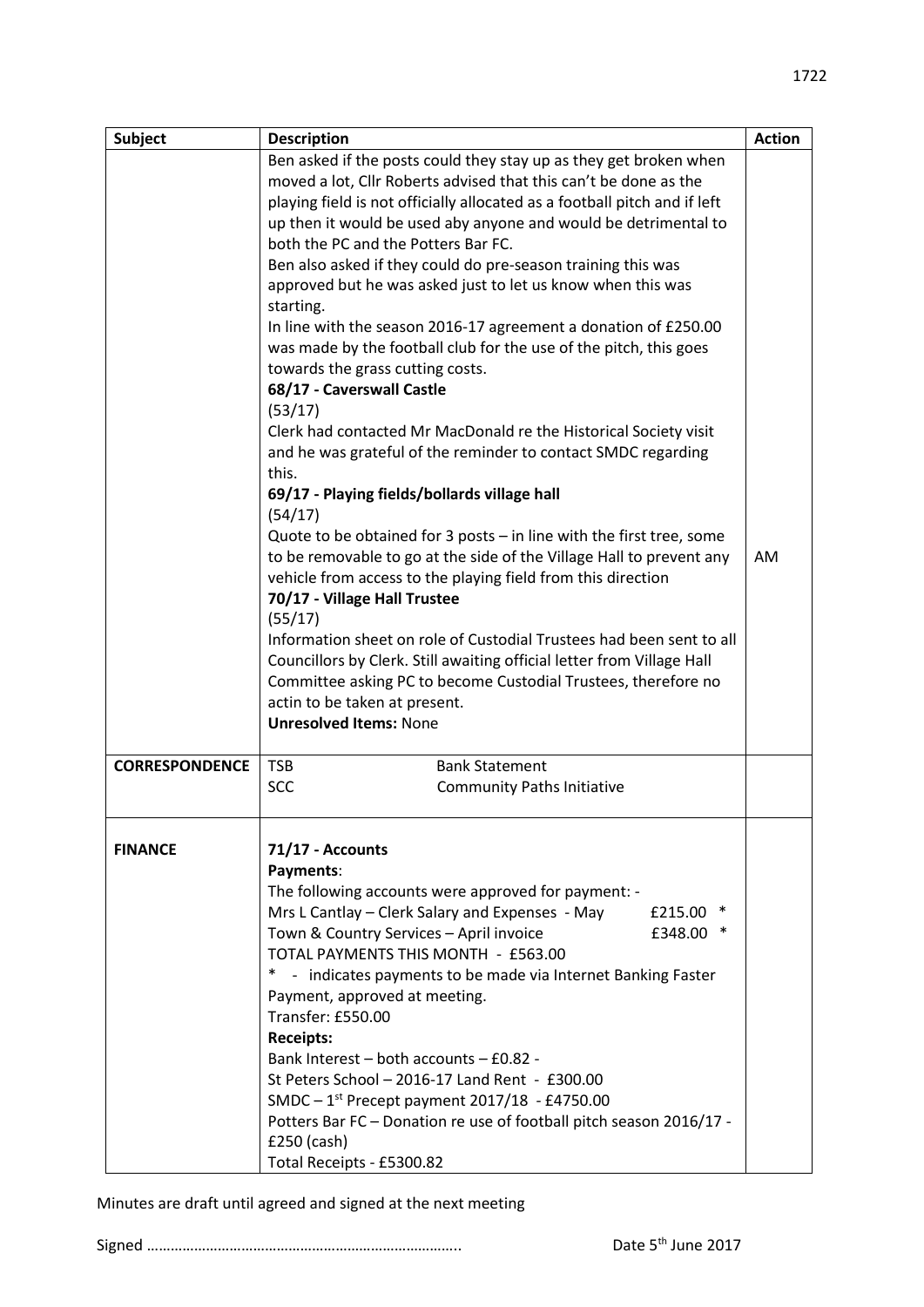| Subject | Description | Action |
|---|---|---|
| | Ben asked if the posts could they stay up as they get broken when moved a lot, Cllr Roberts advised that this can't be done as the playing field is not officially allocated as a football pitch and if left up then it would be used aby anyone and would be detrimental to both the PC and the Potters Bar FC.<br>Ben also asked if they could do pre-season training this was approved but he was asked just to let us know when this was starting.<br>In line with the season 2016-17 agreement a donation of £250.00 was made by the football club for the use of the pitch, this goes towards the grass cutting costs.<br>**68/17 - Caverswall Castle**<br>(53/17)<br>Clerk had contacted Mr MacDonald re the Historical Society visit and he was grateful of the reminder to contact SMDC regarding this.<br>**69/17 - Playing fields/bollards village hall**<br>(54/17)<br>Quote to be obtained for 3 posts – in line with the first tree, some to be removable to go at the side of the Village Hall to prevent any vehicle from access to the playing field from this direction<br>**70/17 - Village Hall Trustee**<br>(55/17)<br>Information sheet on role of Custodial Trustees had been sent to all Councillors by Clerk. Still awaiting official letter from Village Hall Committee asking PC to become Custodial Trustees, therefore no actin to be taken at present.<br>**Unresolved Items:** None | AM |
| **CORRESPONDENCE** | TSB Bank Statement<br>SCC Community Paths Initiative | |
| **FINANCE** | **71/17 - Accounts**<br>**Payments**:<br>The following accounts were approved for payment: -<br>Mrs L Cantlay – Clerk Salary and Expenses - May £215.00 *<br>Town & Country Services – April invoice £348.00 *<br>TOTAL PAYMENTS THIS MONTH - £563.00<br>* - indicates payments to be made via Internet Banking Faster Payment, approved at meeting.<br>Transfer: £550.00<br>**Receipts:**<br>Bank Interest – both accounts – £0.82 -<br>St Peters School – 2016-17 Land Rent - £300.00<br>SMDC – 1st Precept payment 2017/18 - £4750.00<br>Potters Bar FC – Donation re use of football pitch season 2016/17 - £250 (cash)<br>Total Receipts - £5300.82 | |

Minutes are draft until agreed and signed at the next meeting

Signed ……………………………………………………………………. Date 5th June 2017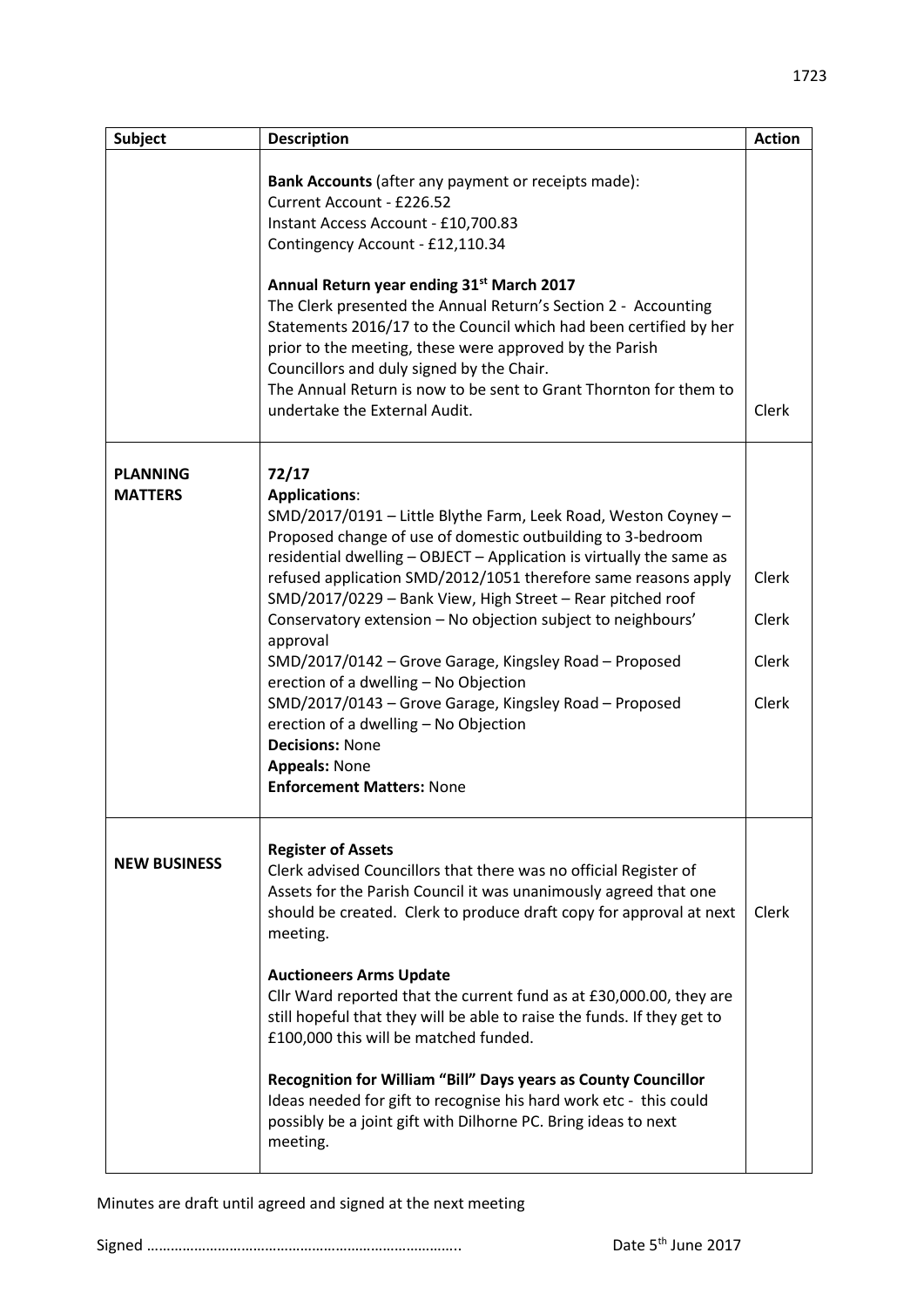| Subject | Description | Action |
|---|---|---|
| | **Bank Accounts** (after any payment or receipts made):<br>Current Account - £226.52<br>Instant Access Account - £10,700.83<br>Contingency Account - £12,110.34<br><br>**Annual Return year ending 31st March 2017**<br>The Clerk presented the Annual Return's Section 2 - Accounting Statements 2016/17 to the Council which had been certified by her prior to the meeting, these were approved by the Parish Councillors and duly signed by the Chair.<br>The Annual Return is now to be sent to Grant Thornton for them to undertake the External Audit. | Clerk |
| **PLANNING MATTERS** | **72/17**<br>**Applications**:<br>SMD/2017/0191 – Little Blythe Farm, Leek Road, Weston Coyney – Proposed change of use of domestic outbuilding to 3-bedroom residential dwelling – OBJECT – Application is virtually the same as refused application SMD/2012/1051 therefore same reasons apply<br>SMD/2017/0229 – Bank View, High Street – Rear pitched roof Conservatory extension – No objection subject to neighbours' approval<br>SMD/2017/0142 – Grove Garage, Kingsley Road – Proposed erection of a dwelling – No Objection<br>SMD/2017/0143 – Grove Garage, Kingsley Road – Proposed erection of a dwelling – No Objection<br>**Decisions:** None<br>**Appeals:** None<br>**Enforcement Matters:** None | Clerk<br><br>Clerk<br><br>Clerk<br><br>Clerk |
| **NEW BUSINESS** | **Register of Assets**<br>Clerk advised Councillors that there was no official Register of Assets for the Parish Council it was unanimously agreed that one should be created. Clerk to produce draft copy for approval at next meeting.<br><br>**Auctioneers Arms Update**<br>Cllr Ward reported that the current fund as at £30,000.00, they are still hopeful that they will be able to raise the funds. If they get to £100,000 this will be matched funded.<br><br>**Recognition for William "Bill" Days years as County Councillor**<br>Ideas needed for gift to recognise his hard work etc - this could possibly be a joint gift with Dilhorne PC. Bring ideas to next meeting. | Clerk |

Minutes are draft until agreed and signed at the next meeting

Signed ………………………………………………………………….. Date 5th June 2017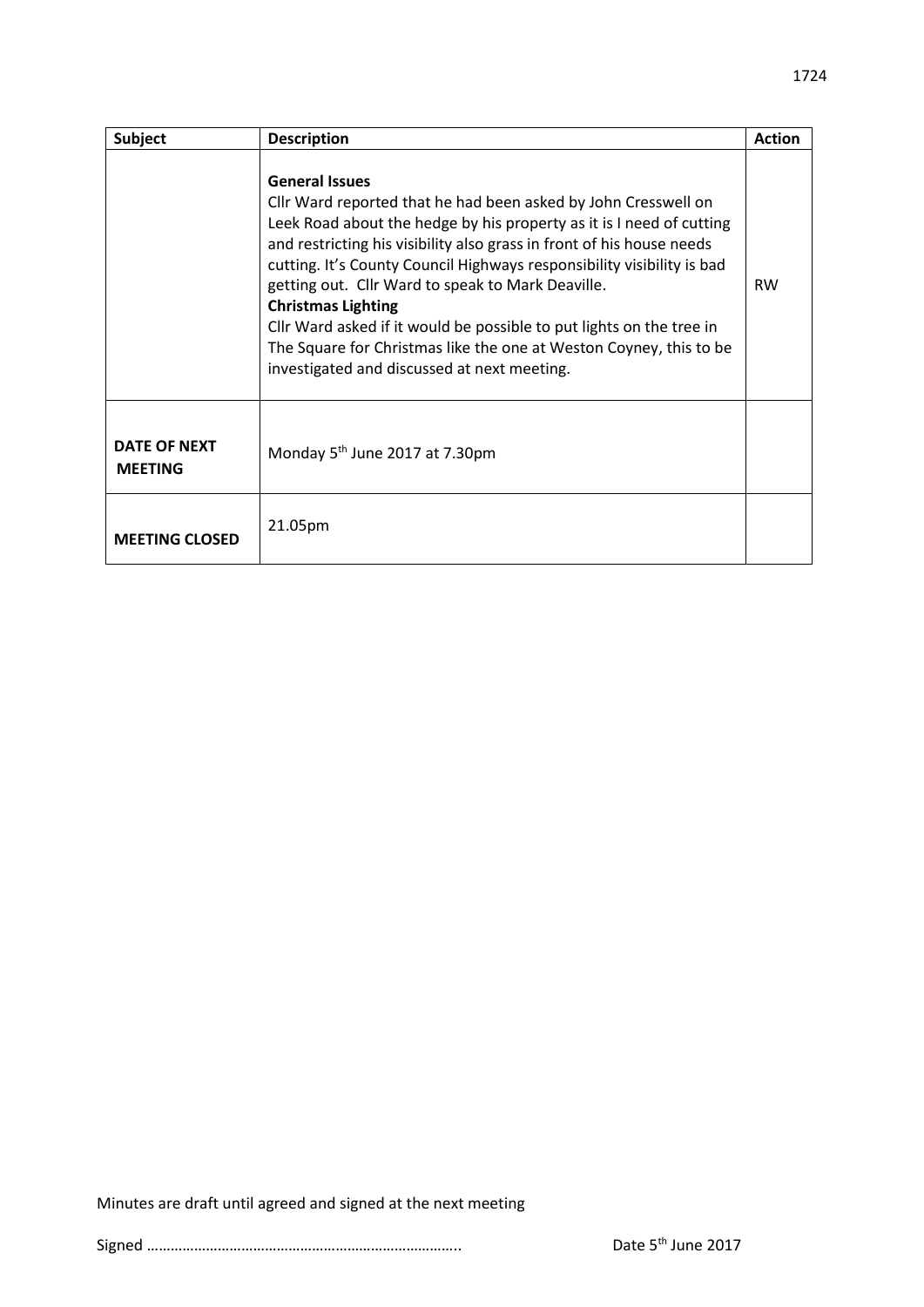| Subject | Description | Action |
| --- | --- | --- |
| | **General Issues**<br>Cllr Ward reported that he had been asked by John Cresswell on Leek Road about the hedge by his property as it is I need of cutting and restricting his visibility also grass in front of his house needs cutting. It's County Council Highways responsibility visibility is bad getting out. Cllr Ward to speak to Mark Deaville.<br>**Christmas Lighting**<br>Cllr Ward asked if it would be possible to put lights on the tree in The Square for Christmas like the one at Weston Coyney, this to be investigated and discussed at next meeting. | RW |
| **DATE OF NEXT MEETING** | Monday 5th June 2017 at 7.30pm | |
| **MEETING CLOSED** | 21.05pm | |

Minutes are draft until agreed and signed at the next meeting

Signed …………………………………………………………………….. Date 5th June 2017